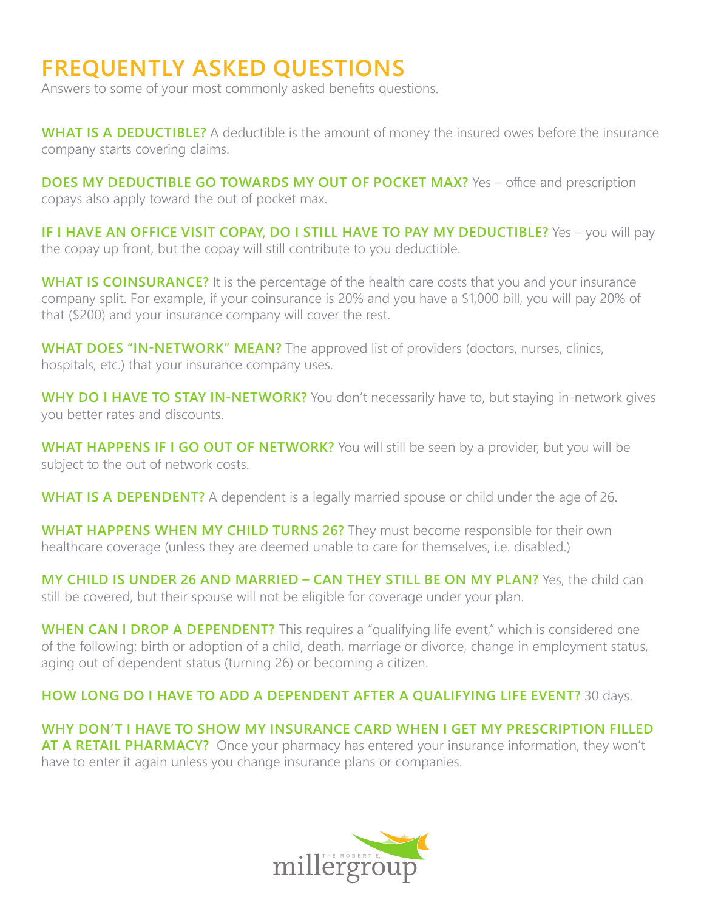# FREQUENTLY ASKED QUESTIONS

Answers to some of your most commonly asked benefits questions.

**WHAT IS A DEDUCTIBLE?** A deductible is the amount of money the insured owes before the insurance company starts covering claims.

**DOES MY DEDUCTIBLE GO TOWARDS MY OUT OF POCKET MAX?** Yes – office and prescription copays also apply toward the out of pocket max.

**IF I HAVE AN OFFICE VISIT COPAY, DO I STILL HAVE TO PAY MY DEDUCTIBLE?** Yes – you will pay the copay up front, but the copay will still contribute to you deductible.

**WHAT IS COINSURANCE?** It is the percentage of the health care costs that you and your insurance company split. For example, if your coinsurance is 20% and you have a $1,000 bill, you will pay 20% of that ($200) and your insurance company will cover the rest.

**WHAT DOES "IN-NETWORK" MEAN?** The approved list of providers (doctors, nurses, clinics, hospitals, etc.) that your insurance company uses.

**WHY DO I HAVE TO STAY IN-NETWORK?** You don't necessarily have to, but staying in-network gives you better rates and discounts.

**WHAT HAPPENS IF I GO OUT OF NETWORK?** You will still be seen by a provider, but you will be subject to the out of network costs.

**WHAT IS A DEPENDENT?** A dependent is a legally married spouse or child under the age of 26.

**WHAT HAPPENS WHEN MY CHILD TURNS 26?** They must become responsible for their own healthcare coverage (unless they are deemed unable to care for themselves, i.e. disabled.)

**MY CHILD IS UNDER 26 AND MARRIED – CAN THEY STILL BE ON MY PLAN?** Yes, the child can still be covered, but their spouse will not be eligible for coverage under your plan.

**WHEN CAN I DROP A DEPENDENT?** This requires a "qualifying life event," which is considered one of the following: birth or adoption of a child, death, marriage or divorce, change in employment status, aging out of dependent status (turning 26) or becoming a citizen.

**HOW LONG DO I HAVE TO ADD A DEPENDENT AFTER A QUALIFYING LIFE EVENT?** 30 days.

**WHY DON'T I HAVE TO SHOW MY INSURANCE CARD WHEN I GET MY PRESCRIPTION FILLED AT A RETAIL PHARMACY?** Once your pharmacy has entered your insurance information, they won't have to enter it again unless you change insurance plans or companies.

THE ROBERT E. millergroup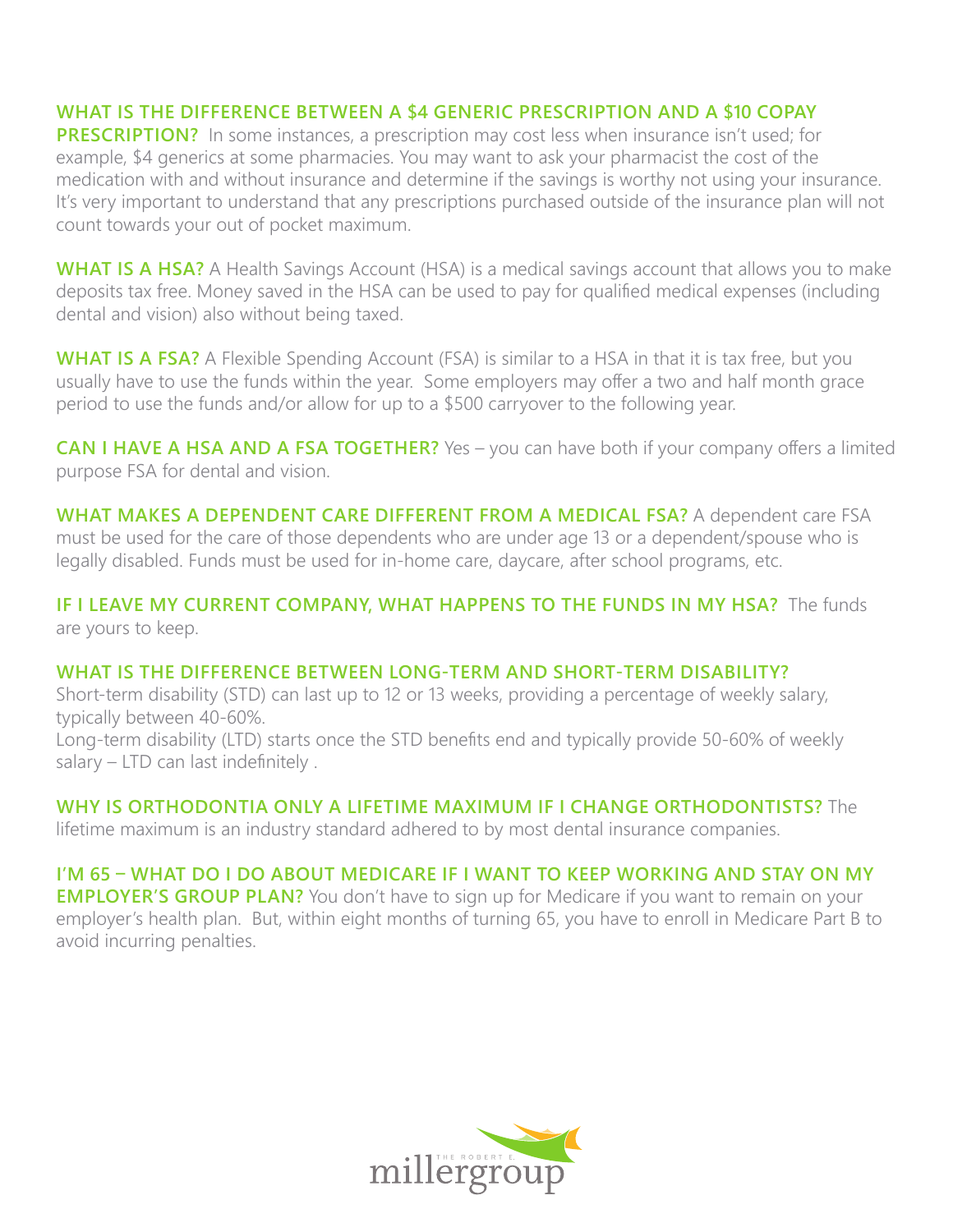**WHAT IS THE DIFFERENCE BETWEEN A $4 GENERIC PRESCRIPTION AND A $10 COPAY PRESCRIPTION?** In some instances, a prescription may cost less when insurance isn't used; for example, $4 generics at some pharmacies. You may want to ask your pharmacist the cost of the medication with and without insurance and determine if the savings is worthy not using your insurance. It's very important to understand that any prescriptions purchased outside of the insurance plan will not count towards your out of pocket maximum.

**WHAT IS A HSA?** A Health Savings Account (HSA) is a medical savings account that allows you to make deposits tax free. Money saved in the HSA can be used to pay for qualified medical expenses (including dental and vision) also without being taxed.

**WHAT IS A FSA?** A Flexible Spending Account (FSA) is similar to a HSA in that it is tax free, but you usually have to use the funds within the year. Some employers may offer a two and half month grace period to use the funds and/or allow for up to a $500 carryover to the following year.

**CAN I HAVE A HSA AND A FSA TOGETHER?** Yes – you can have both if your company offers a limited purpose FSA for dental and vision.

**WHAT MAKES A DEPENDENT CARE DIFFERENT FROM A MEDICAL FSA?** A dependent care FSA must be used for the care of those dependents who are under age 13 or a dependent/spouse who is legally disabled. Funds must be used for in-home care, daycare, after school programs, etc.

**IF I LEAVE MY CURRENT COMPANY, WHAT HAPPENS TO THE FUNDS IN MY HSA?** The funds are yours to keep.

**WHAT IS THE DIFFERENCE BETWEEN LONG-TERM AND SHORT-TERM DISABILITY?**
Short-term disability (STD) can last up to 12 or 13 weeks, providing a percentage of weekly salary, typically between 40-60%.
Long-term disability (LTD) starts once the STD benefits end and typically provide 50-60% of weekly salary – LTD can last indefinitely .

**WHY IS ORTHODONTIA ONLY A LIFETIME MAXIMUM IF I CHANGE ORTHODONTISTS?** The lifetime maximum is an industry standard adhered to by most dental insurance companies.

**I'M 65 – WHAT DO I DO ABOUT MEDICARE IF I WANT TO KEEP WORKING AND STAY ON MY EMPLOYER'S GROUP PLAN?** You don't have to sign up for Medicare if you want to remain on your employer's health plan. But, within eight months of turning 65, you have to enroll in Medicare Part B to avoid incurring penalties.

THE ROBERT E. millergroup